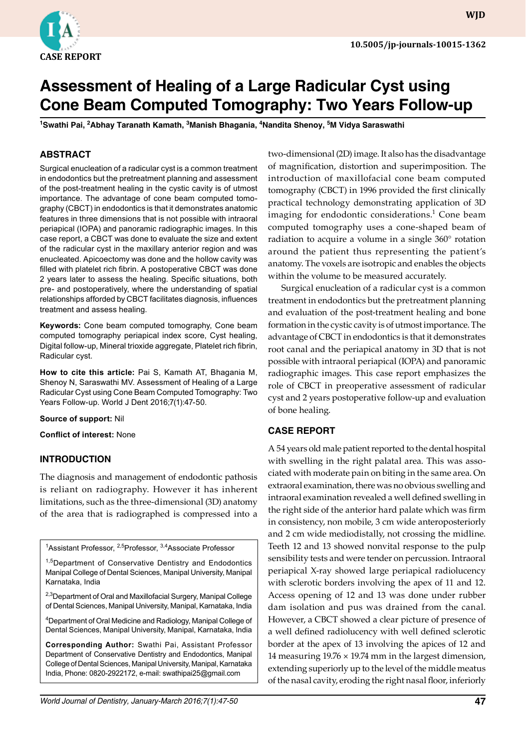CASE REPORT

10.5005/jp-journals-10015-1362

# Assessment of Healing of a Large Radicular Cyst using Cone Beam Computed Tomography: Two Years Follow-up

[1]Swathi Pai, [2]Abhay Taranath Kamath, [3]Manish Bhagania, [4]Nandita Shenoy, [5]M Vidya Saraswathi

## ABSTRACT

Surgical enucleation of a radicular cyst is a common treatment in endodontics but the pretreatment planning and assessment of the post-treatment healing in the cystic cavity is of utmost importance. The advantage of cone beam computed tomography (CBCT) in endodontics is that it demonstrates anatomic features in three dimensions that is not possible with intraoral periapical (IOPA) and panoramic radiographic images. In this case report, a CBCT was done to evaluate the size and extent of the radicular cyst in the maxillary anterior region and was enucleated. Apicoectomy was done and the hollow cavity was filled with platelet rich fibrin. A postoperative CBCT was done 2 years later to assess the healing. Specific situations, both pre- and postoperatively, where the understanding of spatial relationships afforded by CBCT facilitates diagnosis, influences treatment and assess healing.

**Keywords:** Cone beam computed tomography, Cone beam computed tomography periapical index score, Cyst healing, Digital follow-up, Mineral trioxide aggregate, Platelet rich fibrin, Radicular cyst.

**How to cite this article:** Pai S, Kamath AT, Bhagania M, Shenoy N, Saraswathi MV. Assessment of Healing of a Large Radicular Cyst using Cone Beam Computed Tomography: Two Years Follow-up. World J Dent 2016;7(1):47-50.

**Source of support:** Nil

**Conflict of interest:** None

## INTRODUCTION

The diagnosis and management of endodontic pathosis is reliant on radiography. However it has inherent limitations, such as the three-dimensional (3D) anatomy of the area that is radiographed is compressed into a two-dimensional (2D) image. It also has the disadvantage of magnification, distortion and superimposition. The introduction of maxillofacial cone beam computed tomography (CBCT) in 1996 provided the first clinically practical technology demonstrating application of 3D imaging for endodontic considerations.[1] Cone beam computed tomography uses a cone-shaped beam of radiation to acquire a volume in a single 360° rotation around the patient thus representing the patient's anatomy. The voxels are isotropic and enables the objects within the volume to be measured accurately.

Surgical enucleation of a radicular cyst is a common treatment in endodontics but the pretreatment planning and evaluation of the post-treatment healing and bone formation in the cystic cavity is of utmost importance. The advantage of CBCT in endodontics is that it demonstrates root canal and the periapical anatomy in 3D that is not possible with intraoral periapical (IOPA) and panoramic radiographic images. This case report emphasizes the role of CBCT in preoperative assessment of radicular cyst and 2 years postoperative follow-up and evaluation of bone healing.

## CASE REPORT

A 54 years old male patient reported to the dental hospital with swelling in the right palatal area. This was associated with moderate pain on biting in the same area. On extraoral examination, there was no obvious swelling and intraoral examination revealed a well defined swelling in the right side of the anterior hard palate which was firm in consistency, non mobile, 3 cm wide anteroposteriorly and 2 cm wide mediodistally, not crossing the midline. Teeth 12 and 13 showed nonvital response to the pulp sensibility tests and were tender on percussion. Intraoral periapical X-ray showed large periapical radiolucency with sclerotic borders involving the apex of 11 and 12. Access opening of 12 and 13 was done under rubber dam isolation and pus was drained from the canal. However, a CBCT showed a clear picture of presence of a well defined radiolucency with well defined sclerotic border at the apex of 13 involving the apices of 12 and 14 measuring 19.76 × 19.74 mm in the largest dimension, extending superiorly up to the level of the middle meatus of the nasal cavity, eroding the right nasal floor, inferiorly

---

[1]Assistant Professor, [2,5]Professor, [3,4]Associate Professor

[1,5]Department of Conservative Dentistry and Endodontics Manipal College of Dental Sciences, Manipal University, Manipal Karnataka, India

[2,3]Department of Oral and Maxillofacial Surgery, Manipal College of Dental Sciences, Manipal University, Manipal, Karnataka, India

[4]Department of Oral Medicine and Radiology, Manipal College of Dental Sciences, Manipal University, Manipal, Karnataka, India

**Corresponding Author:** Swathi Pai, Assistant Professor Department of Conservative Dentistry and Endodontics, Manipal College of Dental Sciences, Manipal University, Manipal, Karnataka India, Phone: 0820-2922172, e-mail: swathipai25@gmail.com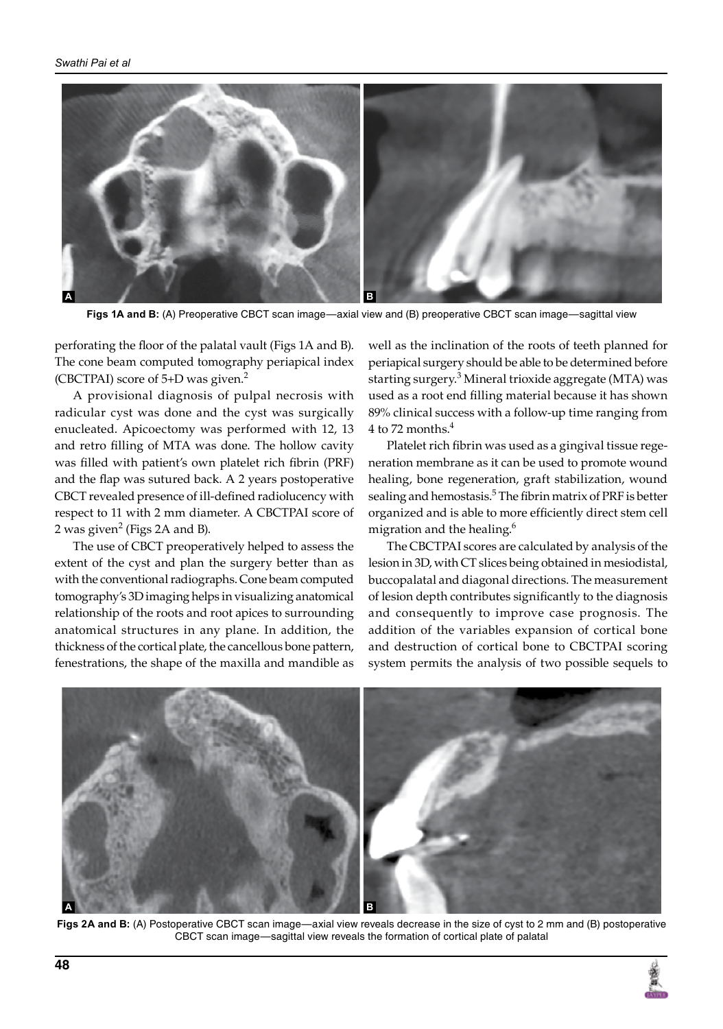**Figs 1A and B:** (A) Preoperative CBCT scan image—axial view and (B) preoperative CBCT scan image—sagittal view

perforating the floor of the palatal vault (Figs 1A and B). The cone beam computed tomography periapical index (CBCTPAI) score of 5+D was given.[2]

A provisional diagnosis of pulpal necrosis with radicular cyst was done and the cyst was surgically enucleated. Apicoectomy was performed with 12, 13 and retro filling of MTA was done. The hollow cavity was filled with patient's own platelet rich fibrin (PRF) and the flap was sutured back. A 2 years postoperative CBCT revealed presence of ill-defined radiolucency with respect to 11 with 2 mm diameter. A CBCTPAI score of 2 was given[2] (Figs 2A and B).

The use of CBCT preoperatively helped to assess the extent of the cyst and plan the surgery better than as with the conventional radiographs. Cone beam computed tomography's 3D imaging helps in visualizing anatomical relationship of the roots and root apices to surrounding anatomical structures in any plane. In addition, the thickness of the cortical plate, the cancellous bone pattern, fenestrations, the shape of the maxilla and mandible as well as the inclination of the roots of teeth planned for periapical surgery should be able to be determined before starting surgery.[3] Mineral trioxide aggregate (MTA) was used as a root end filling material because it has shown 89% clinical success with a follow-up time ranging from 4 to 72 months.[4]

Platelet rich fibrin was used as a gingival tissue regeneration membrane as it can be used to promote wound healing, bone regeneration, graft stabilization, wound sealing and hemostasis.[5] The fibrin matrix of PRF is better organized and is able to more efficiently direct stem cell migration and the healing.[6]

The CBCTPAI scores are calculated by analysis of the lesion in 3D, with CT slices being obtained in mesiodistal, buccopalatal and diagonal directions. The measurement of lesion depth contributes significantly to the diagnosis and consequently to improve case prognosis. The addition of the variables expansion of cortical bone and destruction of cortical bone to CBCTPAI scoring system permits the analysis of two possible sequels to

**Figs 2A and B:** (A) Postoperative CBCT scan image—axial view reveals decrease in the size of cyst to 2 mm and (B) postoperative CBCT scan image—sagittal view reveals the formation of cortical plate of palatal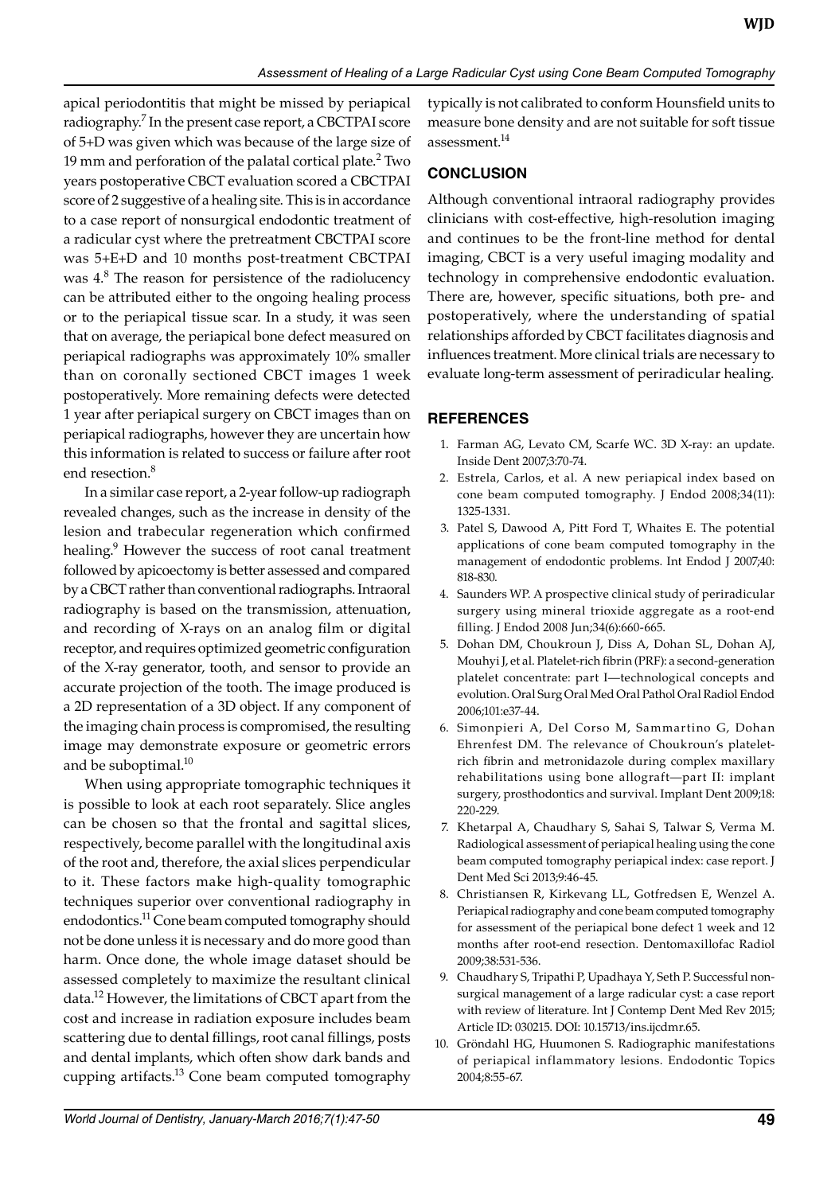apical periodontitis that might be missed by periapical radiography.[7] In the present case report, a CBCTPAI score of 5+D was given which was because of the large size of 19 mm and perforation of the palatal cortical plate.[2] Two years postoperative CBCT evaluation scored a CBCTPAI score of 2 suggestive of a healing site. This is in accordance to a case report of nonsurgical endodontic treatment of a radicular cyst where the pretreatment CBCTPAI score was 5+E+D and 10 months post-treatment CBCTPAI was 4.[8] The reason for persistence of the radiolucency can be attributed either to the ongoing healing process or to the periapical tissue scar. In a study, it was seen that on average, the periapical bone defect measured on periapical radiographs was approximately 10% smaller than on coronally sectioned CBCT images 1 week postoperatively. More remaining defects were detected 1 year after periapical surgery on CBCT images than on periapical radiographs, however they are uncertain how this information is related to success or failure after root end resection.[8]

In a similar case report, a 2-year follow-up radiograph revealed changes, such as the increase in density of the lesion and trabecular regeneration which confirmed healing.[9] However the success of root canal treatment followed by apicoectomy is better assessed and compared by a CBCT rather than conventional radiographs. Intraoral radiography is based on the transmission, attenuation, and recording of X-rays on an analog film or digital receptor, and requires optimized geometric configuration of the X-ray generator, tooth, and sensor to provide an accurate projection of the tooth. The image produced is a 2D representation of a 3D object. If any component of the imaging chain process is compromised, the resulting image may demonstrate exposure or geometric errors and be suboptimal.[10]

When using appropriate tomographic techniques it is possible to look at each root separately. Slice angles can be chosen so that the frontal and sagittal slices, respectively, become parallel with the longitudinal axis of the root and, therefore, the axial slices perpendicular to it. These factors make high-quality tomographic techniques superior over conventional radiography in endodontics.[11] Cone beam computed tomography should not be done unless it is necessary and do more good than harm. Once done, the whole image dataset should be assessed completely to maximize the resultant clinical data.[12] However, the limitations of CBCT apart from the cost and increase in radiation exposure includes beam scattering due to dental fillings, root canal fillings, posts and dental implants, which often show dark bands and cupping artifacts.[13] Cone beam computed tomography typically is not calibrated to conform Hounsfield units to measure bone density and are not suitable for soft tissue assessment.[14]

## CONCLUSION

Although conventional intraoral radiography provides clinicians with cost-effective, high-resolution imaging and continues to be the front-line method for dental imaging, CBCT is a very useful imaging modality and technology in comprehensive endodontic evaluation. There are, however, specific situations, both pre- and postoperatively, where the understanding of spatial relationships afforded by CBCT facilitates diagnosis and influences treatment. More clinical trials are necessary to evaluate long-term assessment of periradicular healing.

## REFERENCES

1. Farman AG, Levato CM, Scarfe WC. 3D X-ray: an update. Inside Dent 2007;3:70-74.
2. Estrela, Carlos, et al. A new periapical index based on cone beam computed tomography. J Endod 2008;34(11): 1325-1331.
3. Patel S, Dawood A, Pitt Ford T, Whaites E. The potential applications of cone beam computed tomography in the management of endodontic problems. Int Endod J 2007;40: 818-830.
4. Saunders WP. A prospective clinical study of periradicular surgery using mineral trioxide aggregate as a root-end filling. J Endod 2008 Jun;34(6):660-665.
5. Dohan DM, Choukroun J, Diss A, Dohan SL, Dohan AJ, Mouhyi J, et al. Platelet-rich fibrin (PRF): a second-generation platelet concentrate: part I—technological concepts and evolution. Oral Surg Oral Med Oral Pathol Oral Radiol Endod 2006;101:e37-44.
6. Simonpieri A, Del Corso M, Sammartino G, Dohan Ehrenfest DM. The relevance of Choukroun's platelet-rich fibrin and metronidazole during complex maxillary rehabilitations using bone allograft—part II: implant surgery, prosthodontics and survival. Implant Dent 2009;18: 220-229.
7. Khetarpal A, Chaudhary S, Sahai S, Talwar S, Verma M. Radiological assessment of periapical healing using the cone beam computed tomography periapical index: case report. J Dent Med Sci 2013;9:46-45.
8. Christiansen R, Kirkevang LL, Gotfredsen E, Wenzel A. Periapical radiography and cone beam computed tomography for assessment of the periapical bone defect 1 week and 12 months after root-end resection. Dentomaxillofac Radiol 2009;38:531-536.
9. Chaudhary S, Tripathi P, Upadhaya Y, Seth P. Successful non-surgical management of a large radicular cyst: a case report with review of literature. Int J Contemp Dent Med Rev 2015; Article ID: 030215. DOI: 10.15713/ins.ijcdmr.65.
10. Gröndahl HG, Huumonen S. Radiographic manifestations of periapical inflammatory lesions. Endodontic Topics 2004;8:55-67.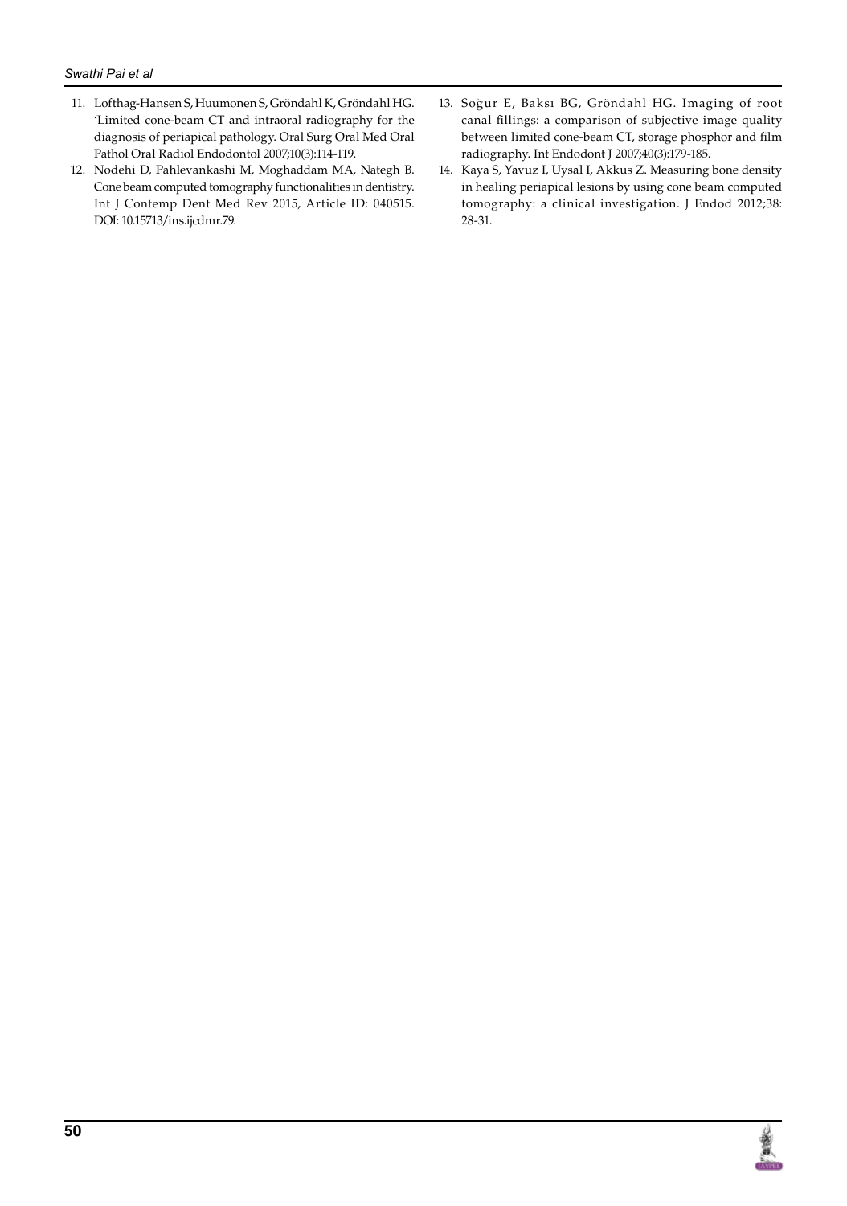11. Lofthag-Hansen S, Huumonen S, Gröndahl K, Gröndahl HG. 'Limited cone-beam CT and intraoral radiography for the diagnosis of periapical pathology. Oral Surg Oral Med Oral Pathol Oral Radiol Endodontol 2007;10(3):114-119.
12. Nodehi D, Pahlevankashi M, Moghaddam MA, Nategh B. Cone beam computed tomography functionalities in dentistry. Int J Contemp Dent Med Rev 2015, Article ID: 040515. DOI: 10.15713/ins.ijcdmr.79.
13. Soğur E, Baksı BG, Gröndahl HG. Imaging of root canal fillings: a comparison of subjective image quality between limited cone-beam CT, storage phosphor and film radiography. Int Endodont J 2007;40(3):179-185.
14. Kaya S, Yavuz I, Uysal I, Akkus Z. Measuring bone density in healing periapical lesions by using cone beam computed tomography: a clinical investigation. J Endod 2012;38: 28-31.